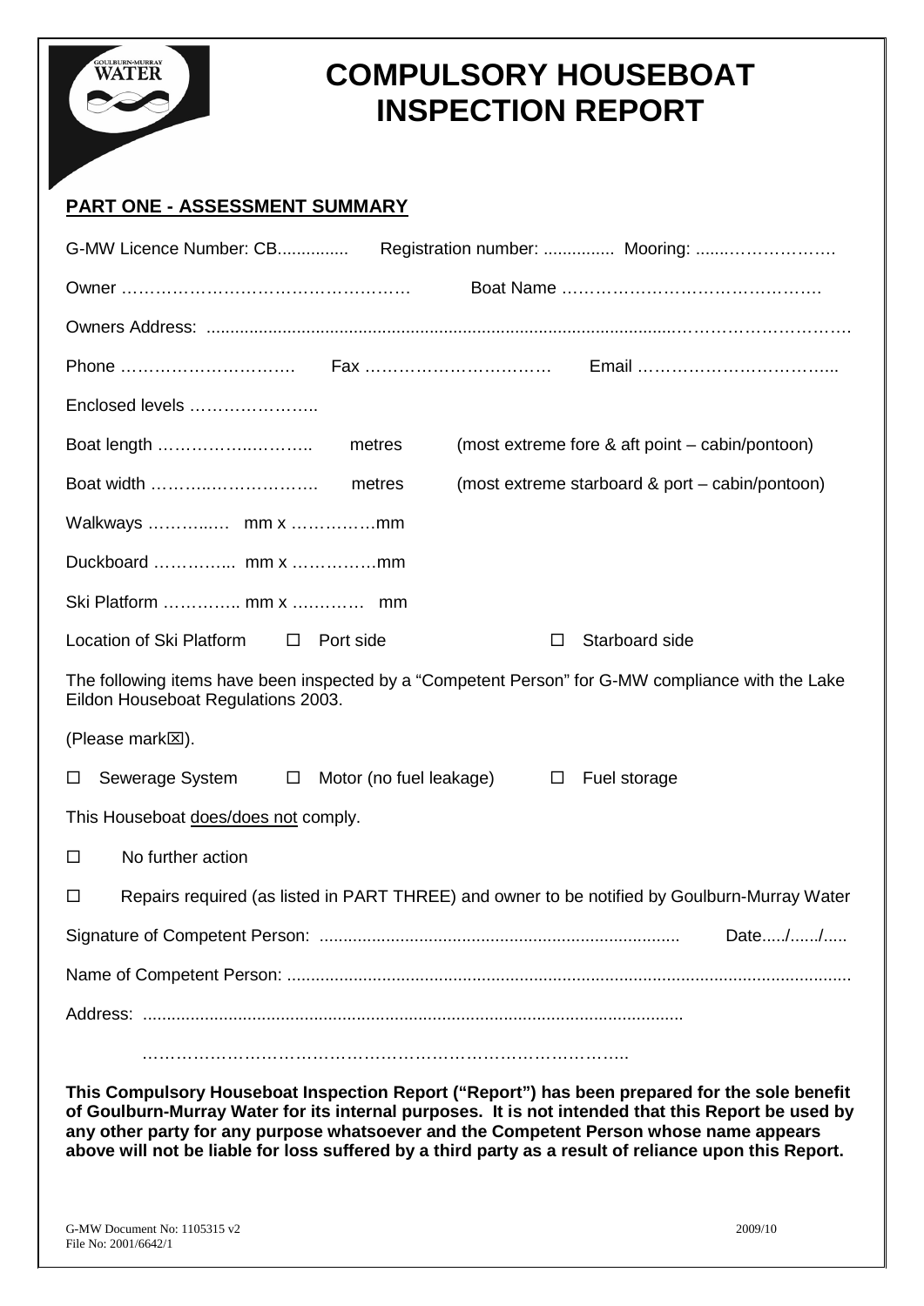# COMPULSORY HOUSEBOAT INSPECTION REPORT

## PART ONE - ASSESSMENT SUMMARY

G-MW Licence Number: CB............... Registration number: ............... Mooring: .......………………

Owner …………………………………………… Boat Name ……………………………………….

Owners Address: ....................................................................................................………………………….

Phone …………………………. Fax …………………………… Email ……………………………...

Enclosed levels …………………..

Boat length …………….……….. metres (most extreme fore & aft point – cabin/pontoon)

Boat width …………..…………….. metres (most extreme starboard & port – cabin/pontoon)

Walkways ………..… mm x ……………mm

Duckboard …………... mm x ……………mm

Ski Platform ………….. mm x ………… mm

Location of Ski Platform ☐ Port side ☐ Starboard side

The following items have been inspected by a “Competent Person” for G-MW compliance with the Lake Eildon Houseboat Regulations 2003.

(Please mark☒).

☐ Sewerage System ☐ Motor (no fuel leakage) ☐ Fuel storage

This Houseboat <u>does/does not</u> comply.

☐ No further action

☐ Repairs required (as listed in PART THREE) and owner to be notified by Goulburn-Murray Water

Signature of Competent Person: .......................................................................... Date...../....../.....

Name of Competent Person: .....................................................................................................................

Address: ...............................................................................................................

…………………………………………………………………………..

**This Compulsory Houseboat Inspection Report (“Report”) has been prepared for the sole benefit of Goulburn-Murray Water for its internal purposes. It is not intended that this Report be used by any other party for any purpose whatsoever and the Competent Person whose name appears above will not be liable for loss suffered by a third party as a result of reliance upon this Report.**

G-MW Document No: 1105315 v2
File No: 2001/6642/1

2009/10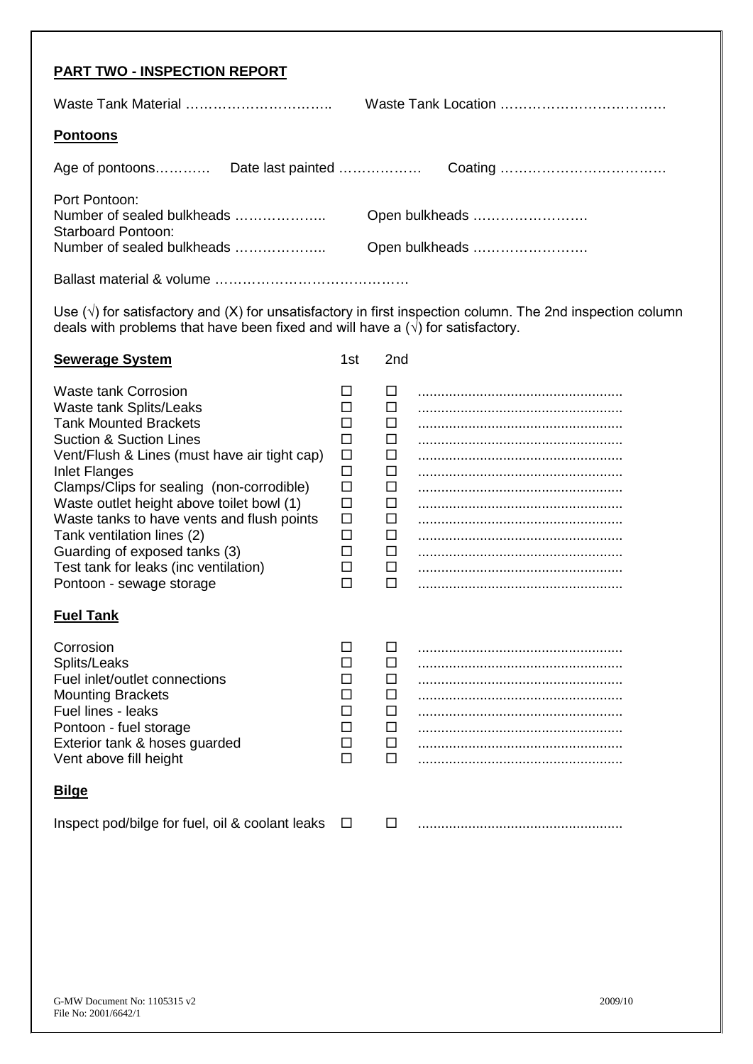## PART TWO - INSPECTION REPORT

Waste Tank Material ………………………….. Waste Tank Location ………………………………

### Pontoons

Age of pontoons………… Date last painted ……………… Coating ………………………………

Port Pontoon:
Number of sealed bulkheads ……………….. Open bulkheads …………………….
Starboard Pontoon:
Number of sealed bulkheads ……………….. Open bulkheads …………………….

Ballast material & volume ……………………………………

Use (√) for satisfactory and (X) for unsatisfactory in first inspection column. The 2nd inspection column deals with problems that have been fixed and will have a (√) for satisfactory.

| **Sewerage System** | 1st | 2nd | |
|---|---|---|---|
| Waste tank Corrosion | ☐ | ☐ | .................................................... |
| Waste tank Splits/Leaks | ☐ | ☐ | .................................................... |
| Tank Mounted Brackets | ☐ | ☐ | .................................................... |
| Suction & Suction Lines | ☐ | ☐ | .................................................... |
| Vent/Flush & Lines (must have air tight cap) | ☐ | ☐ | .................................................... |
| Inlet Flanges | ☐ | ☐ | .................................................... |
| Clamps/Clips for sealing (non-corrodible) | ☐ | ☐ | .................................................... |
| Waste outlet height above toilet bowl (1) | ☐ | ☐ | .................................................... |
| Waste tanks to have vents and flush points | ☐ | ☐ | .................................................... |
| Tank ventilation lines (2) | ☐ | ☐ | .................................................... |
| Guarding of exposed tanks (3) | ☐ | ☐ | .................................................... |
| Test tank for leaks (inc ventilation) | ☐ | ☐ | .................................................... |
| Pontoon - sewage storage | ☐ | ☐ | .................................................... |

### Fuel Tank

| | | | |
|---|---|---|---|
| Corrosion | ☐ | ☐ | .................................................... |
| Splits/Leaks | ☐ | ☐ | .................................................... |
| Fuel inlet/outlet connections | ☐ | ☐ | .................................................... |
| Mounting Brackets | ☐ | ☐ | .................................................... |
| Fuel lines - leaks | ☐ | ☐ | .................................................... |
| Pontoon - fuel storage | ☐ | ☐ | .................................................... |
| Exterior tank & hoses guarded | ☐ | ☐ | .................................................... |
| Vent above fill height | ☐ | ☐ | .................................................... |

### Bilge

| | | | |
|---|---|---|---|
| Inspect pod/bilge for fuel, oil & coolant leaks | ☐ | ☐ | .................................................... |

G-MW Document No: 1105315 v2
File No: 2001/6642/1
2009/10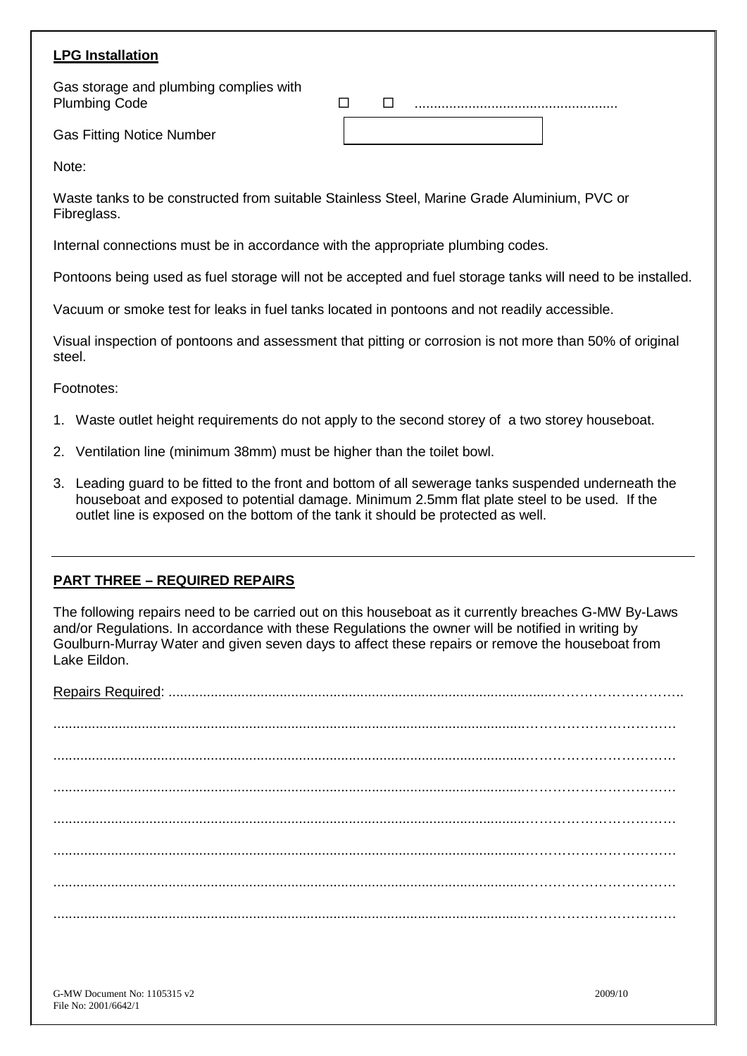**LPG Installation**

| | | | |
|---|---|---|---|
| Gas storage and plumbing complies with Plumbing Code | ☐ | ☐ | ...................................................... |
| Gas Fitting Notice Number | | | |

Note:

Waste tanks to be constructed from suitable Stainless Steel, Marine Grade Aluminium, PVC or Fibreglass.

Internal connections must be in accordance with the appropriate plumbing codes.

Pontoons being used as fuel storage will not be accepted and fuel storage tanks will need to be installed.

Vacuum or smoke test for leaks in fuel tanks located in pontoons and not readily accessible.

Visual inspection of pontoons and assessment that pitting or corrosion is not more than 50% of original steel.

Footnotes:

1. Waste outlet height requirements do not apply to the second storey of a two storey houseboat.
2. Ventilation line (minimum 38mm) must be higher than the toilet bowl.
3. Leading guard to be fitted to the front and bottom of all sewerage tanks suspended underneath the houseboat and exposed to potential damage. Minimum 2.5mm flat plate steel to be used. If the outlet line is exposed on the bottom of the tank it should be protected as well.

---

**PART THREE – REQUIRED REPAIRS**

The following repairs need to be carried out on this houseboat as it currently breaches G-MW By-Laws and/or Regulations. In accordance with these Regulations the owner will be notified in writing by Goulburn-Murray Water and given seven days to affect these repairs or remove the houseboat from Lake Eildon.

Repairs Required: ....................................................................................................................

..........................................................................................................................................................

..........................................................................................................................................................

..........................................................................................................................................................

..........................................................................................................................................................

..........................................................................................................................................................

..........................................................................................................................................................

..........................................................................................................................................................

G-MW Document No: 1105315 v2
File No: 2001/6642/1

2009/10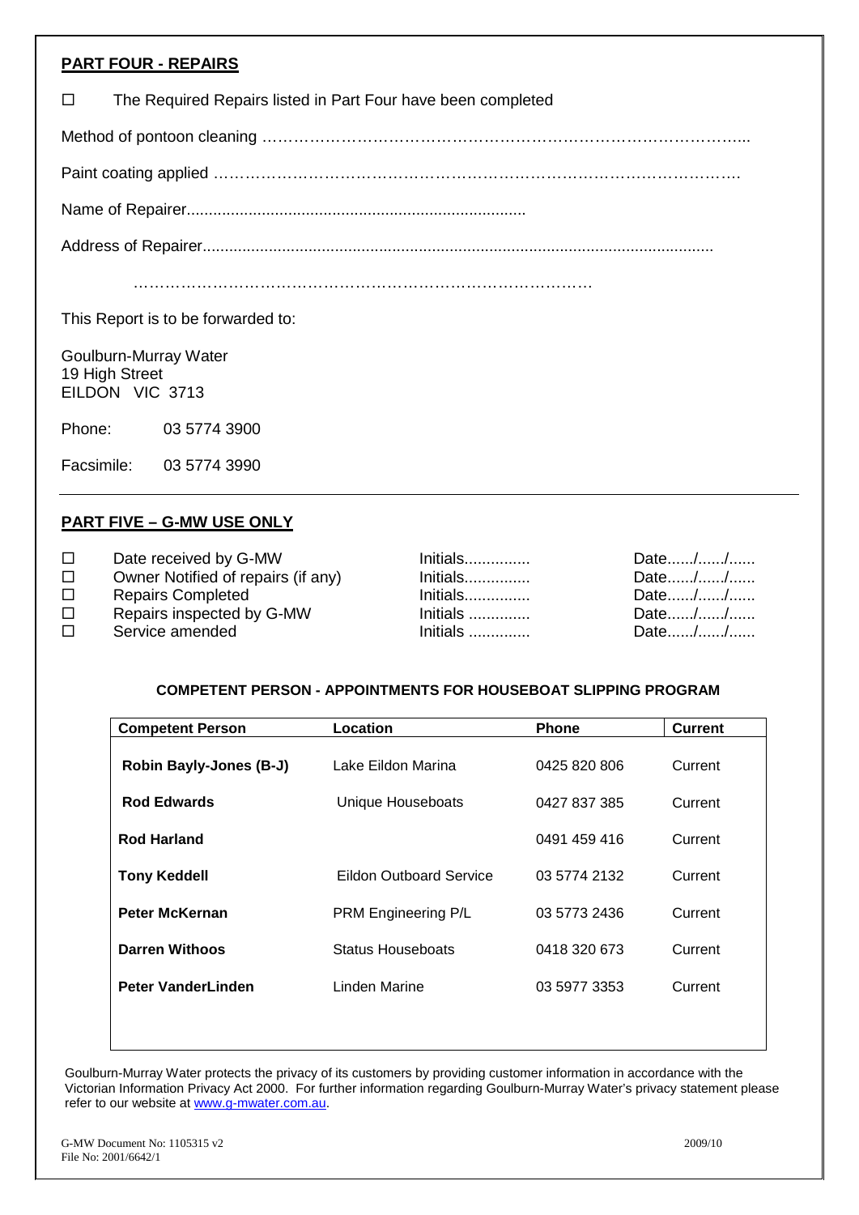## PART FOUR - REPAIRS

☐ The Required Repairs listed in Part Four have been completed

Method of pontoon cleaning ……………………………………………………………………………...

Paint coating applied ………………………………………………………………………………………

Name of Repairer............................................................................

Address of Repairer..................................................................................................................

…………………………………………………………………………

This Report is to be forwarded to:

Goulburn-Murray Water
19 High Street
EILDON VIC 3713

Phone: 03 5774 3900

Facsimile: 03 5774 3990

## PART FIVE – G-MW USE ONLY

| | | | |
|---|---|---|---|
| ☐ | Date received by G-MW | Initials............... | Date....../....../...... |
| ☐ | Owner Notified of repairs (if any) | Initials............... | Date....../....../...... |
| ☐ | Repairs Completed | Initials............... | Date....../....../...... |
| ☐ | Repairs inspected by G-MW | Initials .............. | Date....../....../...... |
| ☐ | Service amended | Initials .............. | Date....../....../...... |

**COMPETENT PERSON - APPOINTMENTS FOR HOUSEBOAT SLIPPING PROGRAM**

| Competent Person | Location | Phone | Current |
|---|---|---|---|
| **Robin Bayly-Jones (B-J)** | Lake Eildon Marina | 0425 820 806 | Current |
| **Rod Edwards** | Unique Houseboats | 0427 837 385 | Current |
| **Rod Harland** | | 0491 459 416 | Current |
| **Tony Keddell** | Eildon Outboard Service | 03 5774 2132 | Current |
| **Peter McKernan** | PRM Engineering P/L | 03 5773 2436 | Current |
| **Darren Withoos** | Status Houseboats | 0418 320 673 | Current |
| **Peter VanderLinden** | Linden Marine | 03 5977 3353 | Current |

Goulburn-Murray Water protects the privacy of its customers by providing customer information in accordance with the Victorian Information Privacy Act 2000. For further information regarding Goulburn-Murray Water's privacy statement please refer to our website at www.g-mwater.com.au.

G-MW Document No: 1105315 v2 2009/10
File No: 2001/6642/1